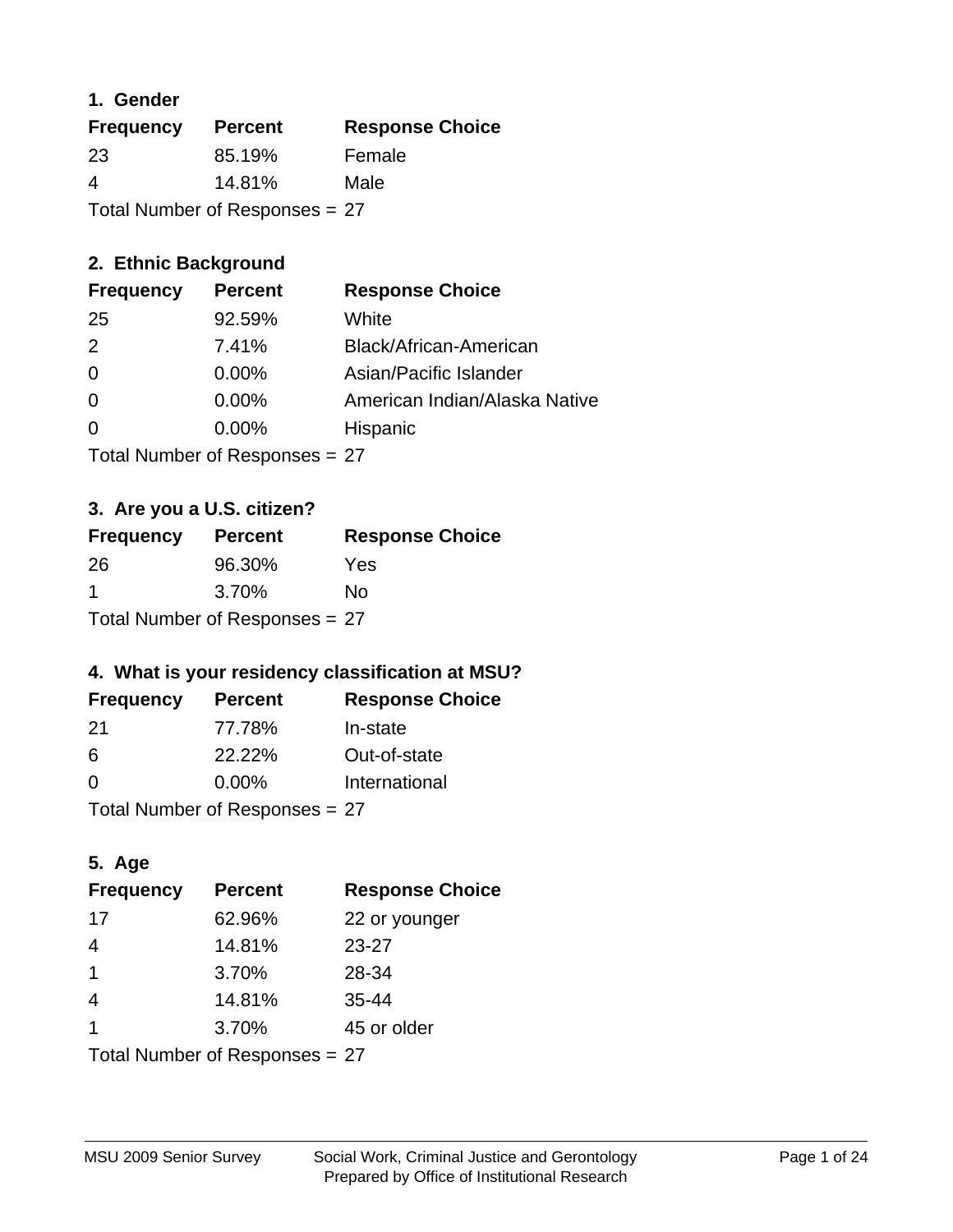### 1. Gender

| Frequency | Percent | Response Choice |
|---|---|---|
| 23 | 85.19% | Female |
| 4 | 14.81% | Male |

Total Number of Responses = 27

### 2. Ethnic Background

| Frequency | Percent | Response Choice |
|---|---|---|
| 25 | 92.59% | White |
| 2 | 7.41% | Black/African-American |
| 0 | 0.00% | Asian/Pacific Islander |
| 0 | 0.00% | American Indian/Alaska Native |
| 0 | 0.00% | Hispanic |

Total Number of Responses = 27

### 3. Are you a U.S. citizen?

| Frequency | Percent | Response Choice |
|---|---|---|
| 26 | 96.30% | Yes |
| 1 | 3.70% | No |

Total Number of Responses = 27

### 4. What is your residency classification at MSU?

| Frequency | Percent | Response Choice |
|---|---|---|
| 21 | 77.78% | In-state |
| 6 | 22.22% | Out-of-state |
| 0 | 0.00% | International |

Total Number of Responses = 27

### 5. Age

| Frequency | Percent | Response Choice |
|---|---|---|
| 17 | 62.96% | 22 or younger |
| 4 | 14.81% | 23-27 |
| 1 | 3.70% | 28-34 |
| 4 | 14.81% | 35-44 |
| 1 | 3.70% | 45 or older |

Total Number of Responses = 27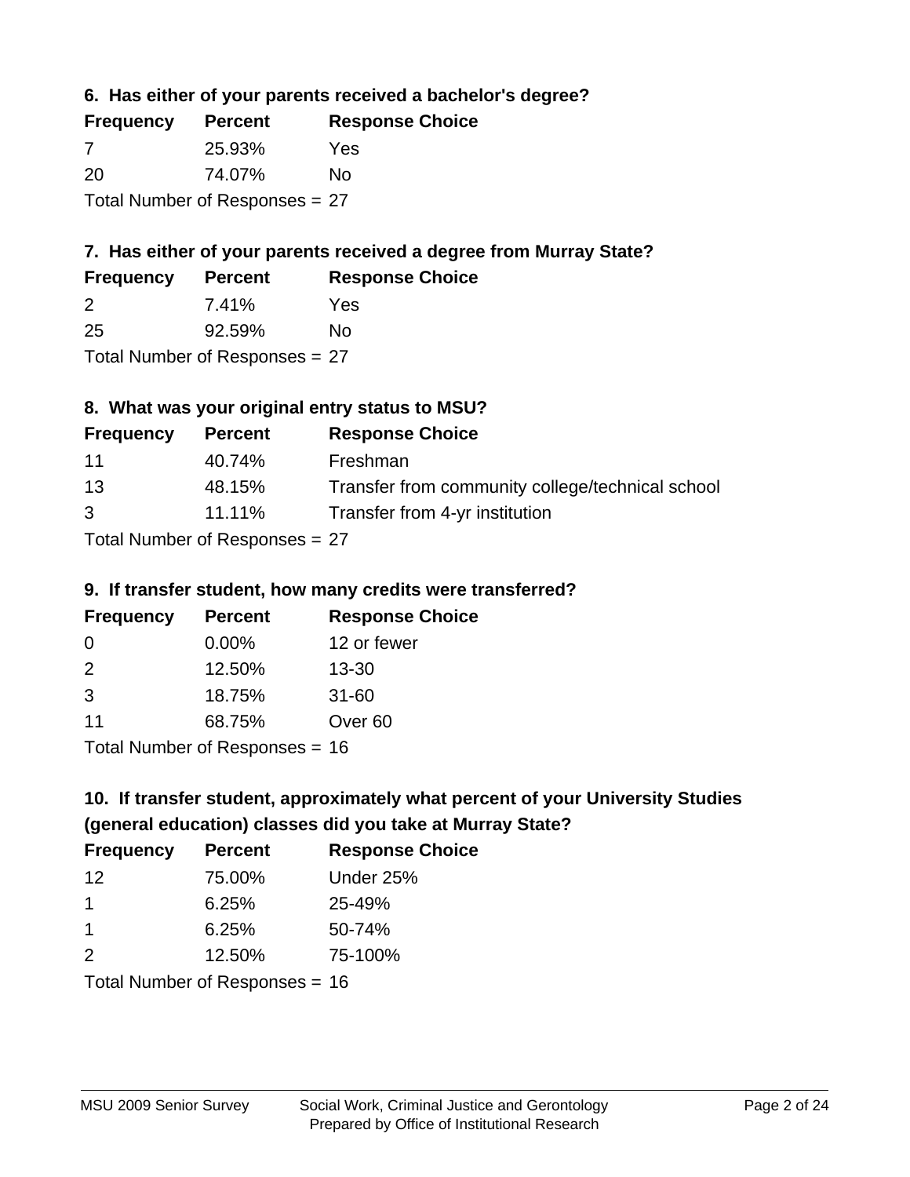### 6. Has either of your parents received a bachelor's degree?

| Frequency | Percent | Response Choice |
|---|---|---|
| 7 | 25.93% | Yes |
| 20 | 74.07% | No |

Total Number of Responses = 27

### 7. Has either of your parents received a degree from Murray State?

| Frequency | Percent | Response Choice |
|---|---|---|
| 2 | 7.41% | Yes |
| 25 | 92.59% | No |

Total Number of Responses = 27

### 8. What was your original entry status to MSU?

| Frequency | Percent | Response Choice |
|---|---|---|
| 11 | 40.74% | Freshman |
| 13 | 48.15% | Transfer from community college/technical school |
| 3 | 11.11% | Transfer from 4-yr institution |

Total Number of Responses = 27

### 9. If transfer student, how many credits were transferred?

| Frequency | Percent | Response Choice |
|---|---|---|
| 0 | 0.00% | 12 or fewer |
| 2 | 12.50% | 13-30 |
| 3 | 18.75% | 31-60 |
| 11 | 68.75% | Over 60 |

Total Number of Responses = 16

### 10. If transfer student, approximately what percent of your University Studies (general education) classes did you take at Murray State?

| Frequency | Percent | Response Choice |
|---|---|---|
| 12 | 75.00% | Under 25% |
| 1 | 6.25% | 25-49% |
| 1 | 6.25% | 50-74% |
| 2 | 12.50% | 75-100% |

Total Number of Responses = 16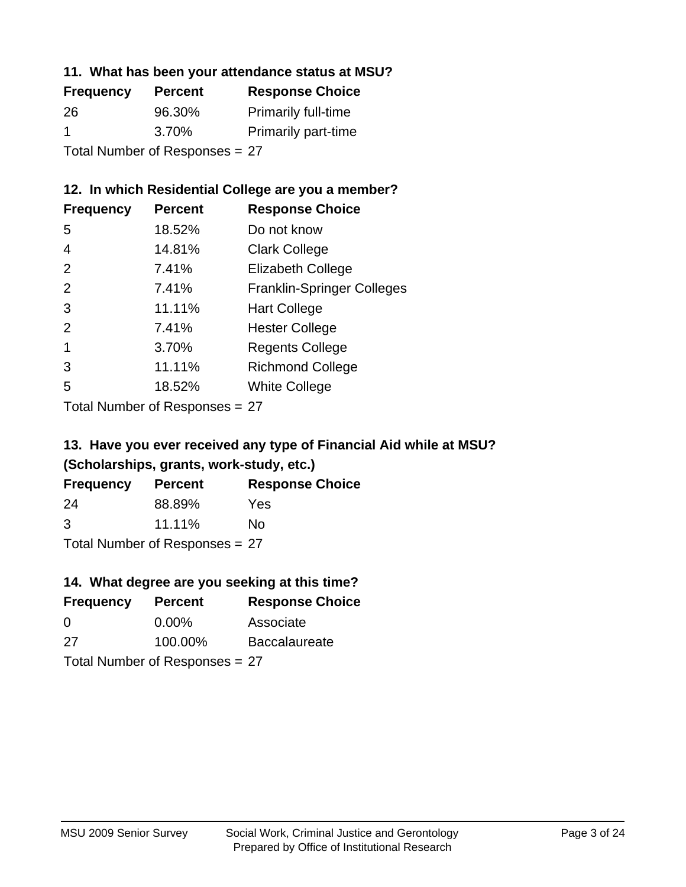### 11. What has been your attendance status at MSU?

| Frequency | Percent | Response Choice |
| --- | --- | --- |
| 26 | 96.30% | Primarily full-time |
| 1 | 3.70% | Primarily part-time |

Total Number of Responses = 27

### 12. In which Residential College are you a member?

| Frequency | Percent | Response Choice |
| --- | --- | --- |
| 5 | 18.52% | Do not know |
| 4 | 14.81% | Clark College |
| 2 | 7.41% | Elizabeth College |
| 2 | 7.41% | Franklin-Springer Colleges |
| 3 | 11.11% | Hart College |
| 2 | 7.41% | Hester College |
| 1 | 3.70% | Regents College |
| 3 | 11.11% | Richmond College |
| 5 | 18.52% | White College |

Total Number of Responses = 27

### 13. Have you ever received any type of Financial Aid while at MSU? (Scholarships, grants, work-study, etc.)

| Frequency | Percent | Response Choice |
| --- | --- | --- |
| 24 | 88.89% | Yes |
| 3 | 11.11% | No |

Total Number of Responses = 27

### 14. What degree are you seeking at this time?

| Frequency | Percent | Response Choice |
| --- | --- | --- |
| 0 | 0.00% | Associate |
| 27 | 100.00% | Baccalaureate |

Total Number of Responses = 27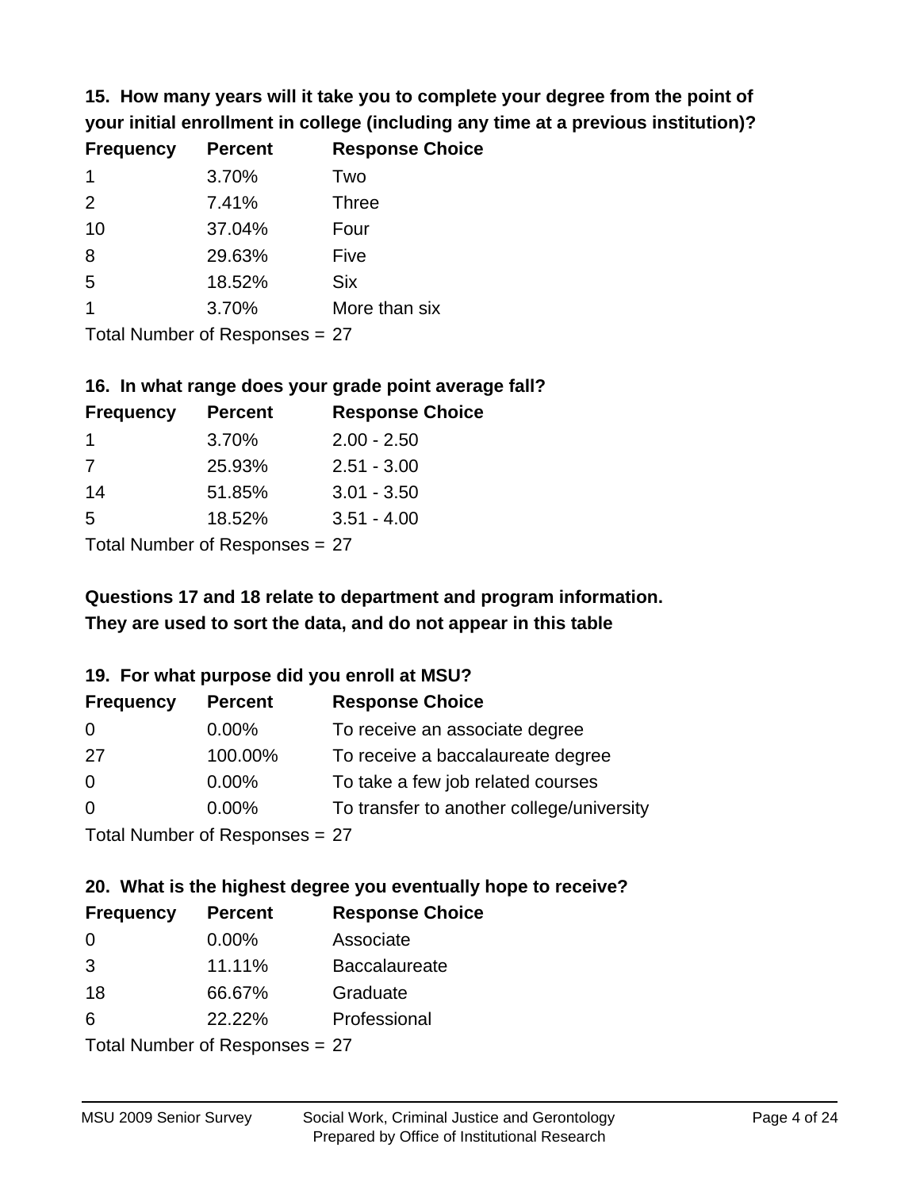**15. How many years will it take you to complete your degree from the point of your initial enrollment in college (including any time at a previous institution)?**

| Frequency | Percent | Response Choice |
|---|---|---|
| 1 | 3.70% | Two |
| 2 | 7.41% | Three |
| 10 | 37.04% | Four |
| 8 | 29.63% | Five |
| 5 | 18.52% | Six |
| 1 | 3.70% | More than six |

Total Number of Responses = 27

**16. In what range does your grade point average fall?**

| Frequency | Percent | Response Choice |
|---|---|---|
| 1 | 3.70% | 2.00 - 2.50 |
| 7 | 25.93% | 2.51 - 3.00 |
| 14 | 51.85% | 3.01 - 3.50 |
| 5 | 18.52% | 3.51 - 4.00 |

Total Number of Responses = 27

**Questions 17 and 18 relate to department and program information. They are used to sort the data, and do not appear in this table**

**19. For what purpose did you enroll at MSU?**

| Frequency | Percent | Response Choice |
|---|---|---|
| 0 | 0.00% | To receive an associate degree |
| 27 | 100.00% | To receive a baccalaureate degree |
| 0 | 0.00% | To take a few job related courses |
| 0 | 0.00% | To transfer to another college/university |

Total Number of Responses = 27

**20. What is the highest degree you eventually hope to receive?**

| Frequency | Percent | Response Choice |
|---|---|---|
| 0 | 0.00% | Associate |
| 3 | 11.11% | Baccalaureate |
| 18 | 66.67% | Graduate |
| 6 | 22.22% | Professional |

Total Number of Responses = 27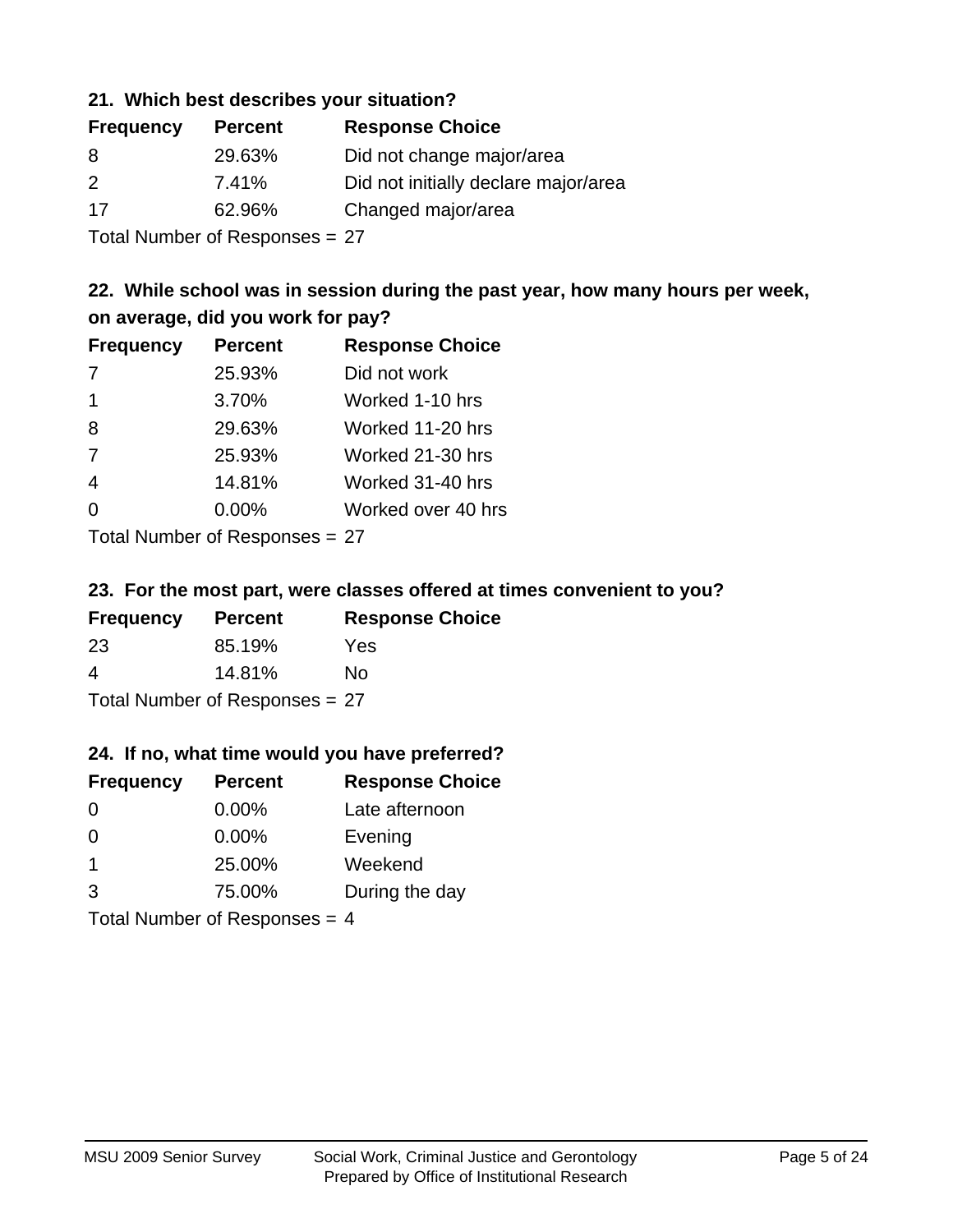### 21. Which best describes your situation?

| Frequency | Percent | Response Choice |
|---|---|---|
| 8 | 29.63% | Did not change major/area |
| 2 | 7.41% | Did not initially declare major/area |
| 17 | 62.96% | Changed major/area |

Total Number of Responses = 27

### 22. While school was in session during the past year, how many hours per week, on average, did you work for pay?

| Frequency | Percent | Response Choice |
|---|---|---|
| 7 | 25.93% | Did not work |
| 1 | 3.70% | Worked 1-10 hrs |
| 8 | 29.63% | Worked 11-20 hrs |
| 7 | 25.93% | Worked 21-30 hrs |
| 4 | 14.81% | Worked 31-40 hrs |
| 0 | 0.00% | Worked over 40 hrs |

Total Number of Responses = 27

### 23. For the most part, were classes offered at times convenient to you?

| Frequency | Percent | Response Choice |
|---|---|---|
| 23 | 85.19% | Yes |
| 4 | 14.81% | No |

Total Number of Responses = 27

### 24. If no, what time would you have preferred?

| Frequency | Percent | Response Choice |
|---|---|---|
| 0 | 0.00% | Late afternoon |
| 0 | 0.00% | Evening |
| 1 | 25.00% | Weekend |
| 3 | 75.00% | During the day |

Total Number of Responses = 4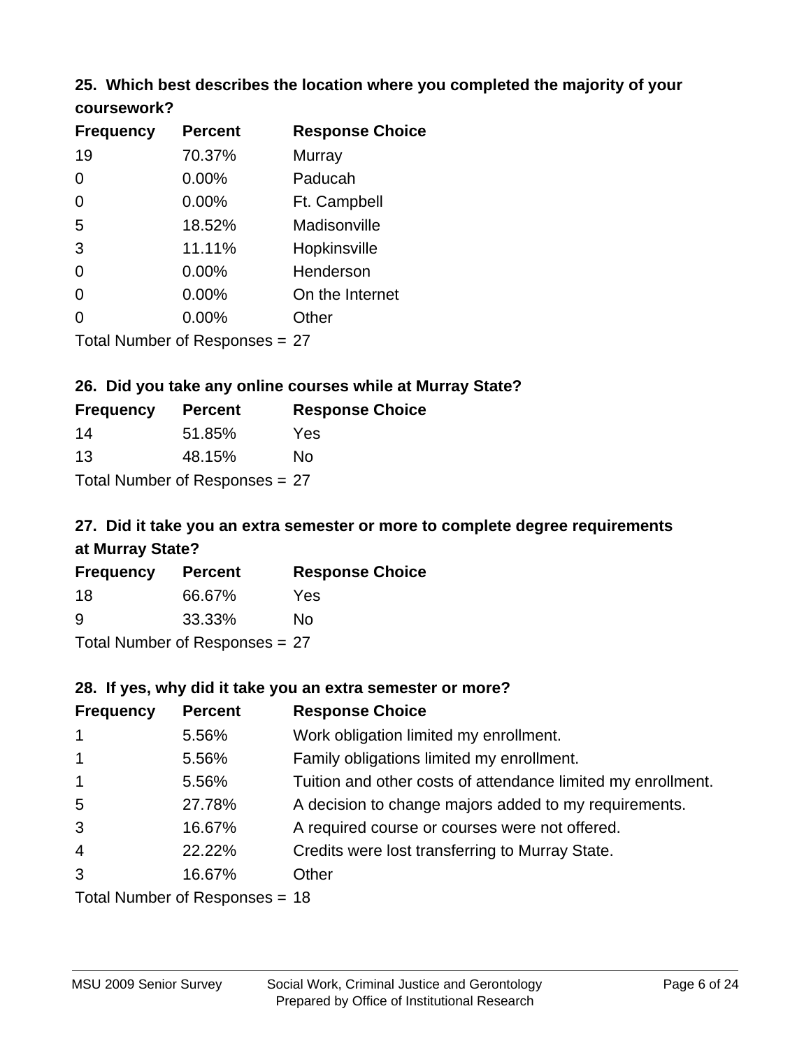### 25. Which best describes the location where you completed the majority of your coursework?

| Frequency | Percent | Response Choice |
|---|---|---|
| 19 | 70.37% | Murray |
| 0 | 0.00% | Paducah |
| 0 | 0.00% | Ft. Campbell |
| 5 | 18.52% | Madisonville |
| 3 | 11.11% | Hopkinsville |
| 0 | 0.00% | Henderson |
| 0 | 0.00% | On the Internet |
| 0 | 0.00% | Other |

Total Number of Responses = 27

### 26. Did you take any online courses while at Murray State?

| Frequency | Percent | Response Choice |
|---|---|---|
| 14 | 51.85% | Yes |
| 13 | 48.15% | No |

Total Number of Responses = 27

### 27. Did it take you an extra semester or more to complete degree requirements at Murray State?

| Frequency | Percent | Response Choice |
|---|---|---|
| 18 | 66.67% | Yes |
| 9 | 33.33% | No |

Total Number of Responses = 27

### 28. If yes, why did it take you an extra semester or more?

| Frequency | Percent | Response Choice |
|---|---|---|
| 1 | 5.56% | Work obligation limited my enrollment. |
| 1 | 5.56% | Family obligations limited my enrollment. |
| 1 | 5.56% | Tuition and other costs of attendance limited my enrollment. |
| 5 | 27.78% | A decision to change majors added to my requirements. |
| 3 | 16.67% | A required course or courses were not offered. |
| 4 | 22.22% | Credits were lost transferring to Murray State. |
| 3 | 16.67% | Other |

Total Number of Responses = 18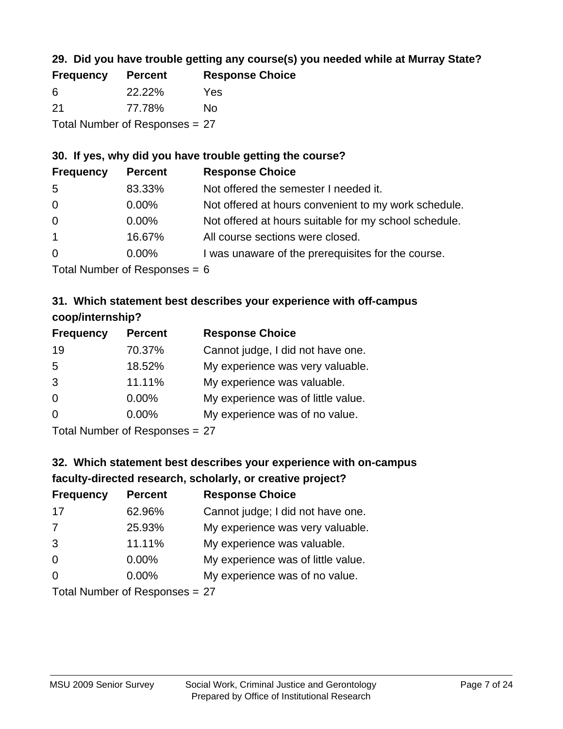### 29. Did you have trouble getting any course(s) you needed while at Murray State?

| Frequency | Percent | Response Choice |
|---|---|---|
| 6 | 22.22% | Yes |
| 21 | 77.78% | No |

Total Number of Responses = 27

### 30. If yes, why did you have trouble getting the course?

| Frequency | Percent | Response Choice |
|---|---|---|
| 5 | 83.33% | Not offered the semester I needed it. |
| 0 | 0.00% | Not offered at hours convenient to my work schedule. |
| 0 | 0.00% | Not offered at hours suitable for my school schedule. |
| 1 | 16.67% | All course sections were closed. |
| 0 | 0.00% | I was unaware of the prerequisites for the course. |

Total Number of Responses = 6

### 31. Which statement best describes your experience with off-campus coop/internship?

| Frequency | Percent | Response Choice |
|---|---|---|
| 19 | 70.37% | Cannot judge, I did not have one. |
| 5 | 18.52% | My experience was very valuable. |
| 3 | 11.11% | My experience was valuable. |
| 0 | 0.00% | My experience was of little value. |
| 0 | 0.00% | My experience was of no value. |

Total Number of Responses = 27

### 32. Which statement best describes your experience with on-campus faculty-directed research, scholarly, or creative project?

| Frequency | Percent | Response Choice |
|---|---|---|
| 17 | 62.96% | Cannot judge; I did not have one. |
| 7 | 25.93% | My experience was very valuable. |
| 3 | 11.11% | My experience was valuable. |
| 0 | 0.00% | My experience was of little value. |
| 0 | 0.00% | My experience was of no value. |

Total Number of Responses = 27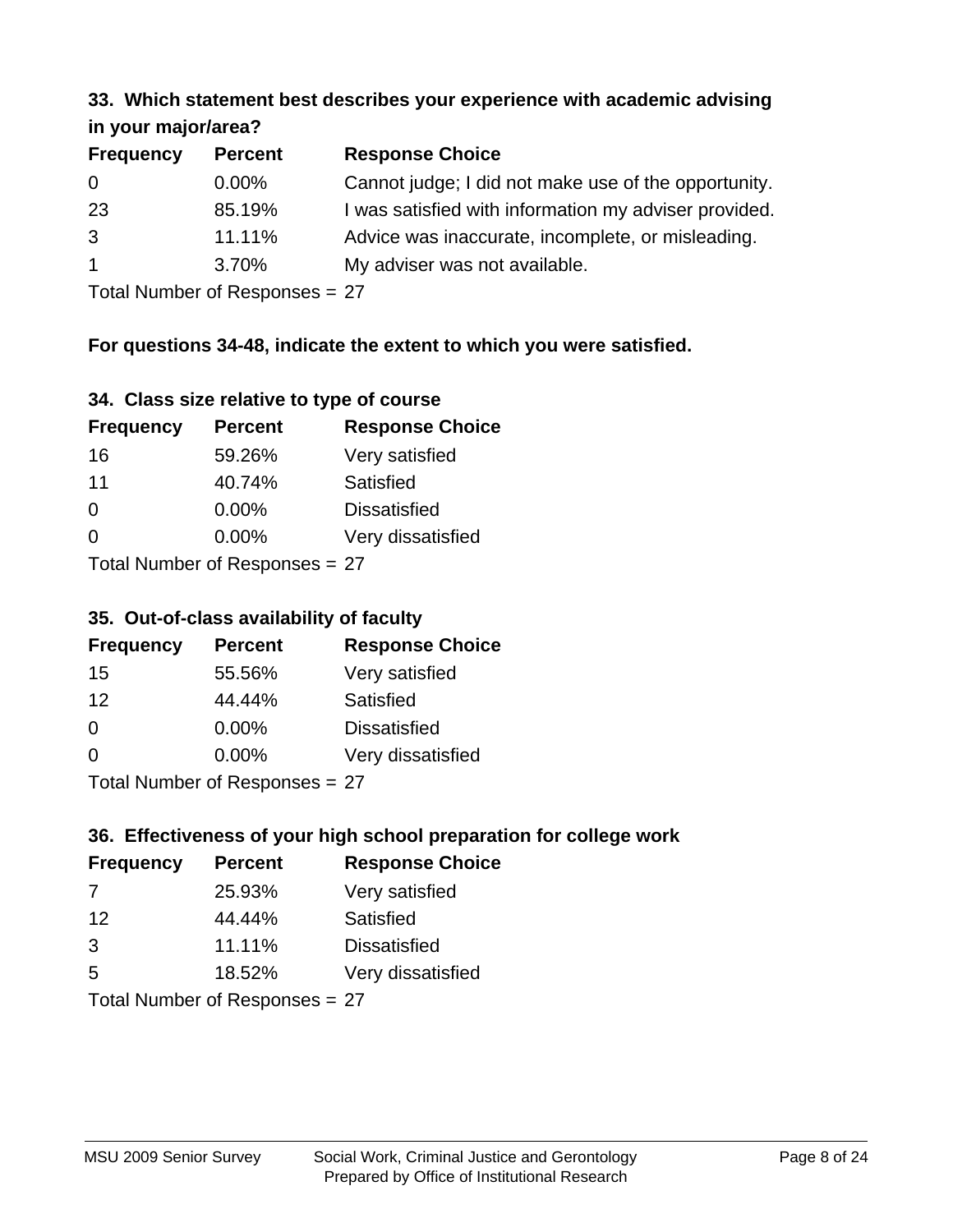### 33. Which statement best describes your experience with academic advising in your major/area?

| Frequency | Percent | Response Choice |
|---|---|---|
| 0 | 0.00% | Cannot judge; I did not make use of the opportunity. |
| 23 | 85.19% | I was satisfied with information my adviser provided. |
| 3 | 11.11% | Advice was inaccurate, incomplete, or misleading. |
| 1 | 3.70% | My adviser was not available. |

Total Number of Responses = 27

**For questions 34-48, indicate the extent to which you were satisfied.**

### 34. Class size relative to type of course

| Frequency | Percent | Response Choice |
|---|---|---|
| 16 | 59.26% | Very satisfied |
| 11 | 40.74% | Satisfied |
| 0 | 0.00% | Dissatisfied |
| 0 | 0.00% | Very dissatisfied |

Total Number of Responses = 27

### 35. Out-of-class availability of faculty

| Frequency | Percent | Response Choice |
|---|---|---|
| 15 | 55.56% | Very satisfied |
| 12 | 44.44% | Satisfied |
| 0 | 0.00% | Dissatisfied |
| 0 | 0.00% | Very dissatisfied |

Total Number of Responses = 27

### 36. Effectiveness of your high school preparation for college work

| Frequency | Percent | Response Choice |
|---|---|---|
| 7 | 25.93% | Very satisfied |
| 12 | 44.44% | Satisfied |
| 3 | 11.11% | Dissatisfied |
| 5 | 18.52% | Very dissatisfied |

Total Number of Responses = 27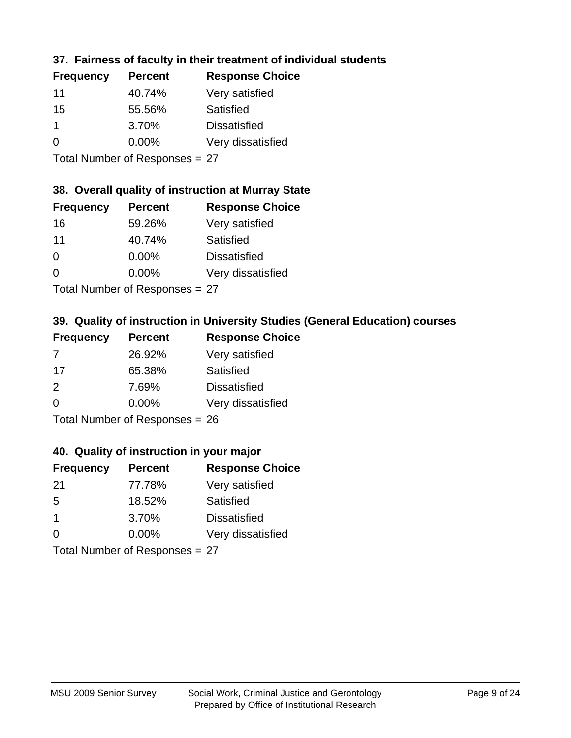### 37. Fairness of faculty in their treatment of individual students

| Frequency | Percent | Response Choice |
|---|---|---|
| 11 | 40.74% | Very satisfied |
| 15 | 55.56% | Satisfied |
| 1 | 3.70% | Dissatisfied |
| 0 | 0.00% | Very dissatisfied |

Total Number of Responses = 27

### 38. Overall quality of instruction at Murray State

| Frequency | Percent | Response Choice |
|---|---|---|
| 16 | 59.26% | Very satisfied |
| 11 | 40.74% | Satisfied |
| 0 | 0.00% | Dissatisfied |
| 0 | 0.00% | Very dissatisfied |

Total Number of Responses = 27

### 39. Quality of instruction in University Studies (General Education) courses

| Frequency | Percent | Response Choice |
|---|---|---|
| 7 | 26.92% | Very satisfied |
| 17 | 65.38% | Satisfied |
| 2 | 7.69% | Dissatisfied |
| 0 | 0.00% | Very dissatisfied |

Total Number of Responses = 26

### 40. Quality of instruction in your major

| Frequency | Percent | Response Choice |
|---|---|---|
| 21 | 77.78% | Very satisfied |
| 5 | 18.52% | Satisfied |
| 1 | 3.70% | Dissatisfied |
| 0 | 0.00% | Very dissatisfied |

Total Number of Responses = 27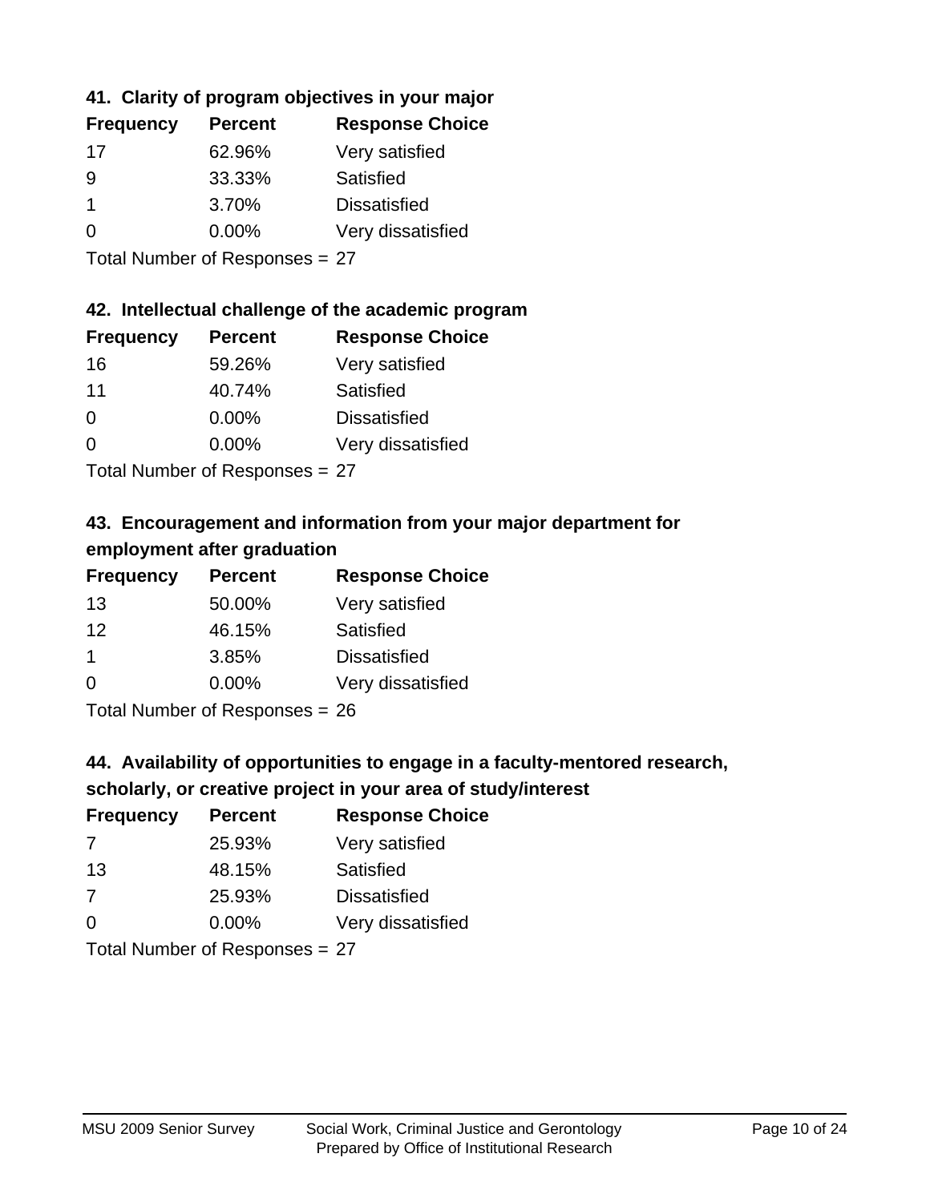### 41. Clarity of program objectives in your major

| Frequency | Percent | Response Choice |
|---|---|---|
| 17 | 62.96% | Very satisfied |
| 9 | 33.33% | Satisfied |
| 1 | 3.70% | Dissatisfied |
| 0 | 0.00% | Very dissatisfied |

Total Number of Responses = 27

### 42. Intellectual challenge of the academic program

| Frequency | Percent | Response Choice |
|---|---|---|
| 16 | 59.26% | Very satisfied |
| 11 | 40.74% | Satisfied |
| 0 | 0.00% | Dissatisfied |
| 0 | 0.00% | Very dissatisfied |

Total Number of Responses = 27

### 43. Encouragement and information from your major department for employment after graduation

| Frequency | Percent | Response Choice |
|---|---|---|
| 13 | 50.00% | Very satisfied |
| 12 | 46.15% | Satisfied |
| 1 | 3.85% | Dissatisfied |
| 0 | 0.00% | Very dissatisfied |

Total Number of Responses = 26

### 44. Availability of opportunities to engage in a faculty-mentored research, scholarly, or creative project in your area of study/interest

| Frequency | Percent | Response Choice |
|---|---|---|
| 7 | 25.93% | Very satisfied |
| 13 | 48.15% | Satisfied |
| 7 | 25.93% | Dissatisfied |
| 0 | 0.00% | Very dissatisfied |

Total Number of Responses = 27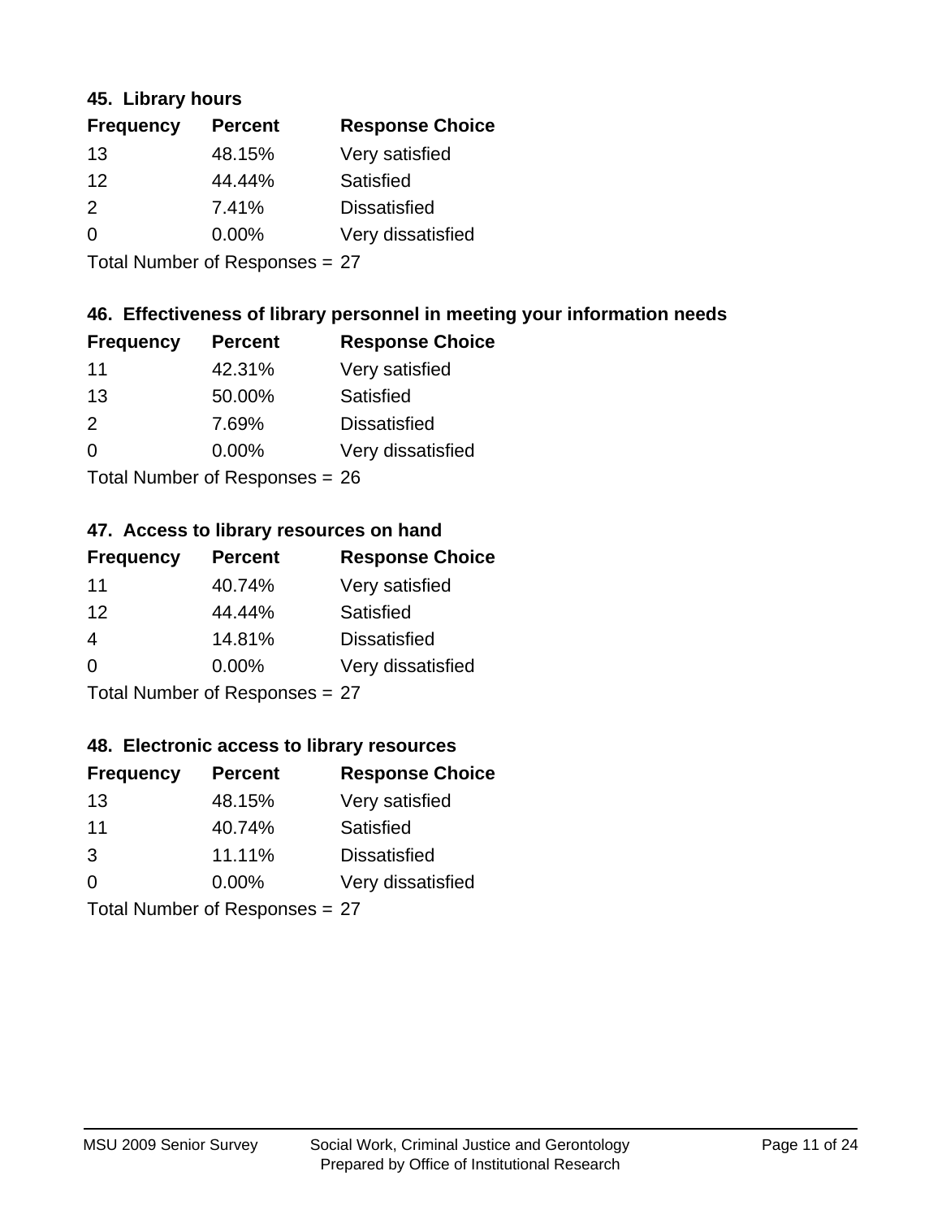### 45. Library hours

| Frequency | Percent | Response Choice |
| --- | --- | --- |
| 13 | 48.15% | Very satisfied |
| 12 | 44.44% | Satisfied |
| 2 | 7.41% | Dissatisfied |
| 0 | 0.00% | Very dissatisfied |

Total Number of Responses = 27

### 46. Effectiveness of library personnel in meeting your information needs

| Frequency | Percent | Response Choice |
| --- | --- | --- |
| 11 | 42.31% | Very satisfied |
| 13 | 50.00% | Satisfied |
| 2 | 7.69% | Dissatisfied |
| 0 | 0.00% | Very dissatisfied |

Total Number of Responses = 26

### 47. Access to library resources on hand

| Frequency | Percent | Response Choice |
| --- | --- | --- |
| 11 | 40.74% | Very satisfied |
| 12 | 44.44% | Satisfied |
| 4 | 14.81% | Dissatisfied |
| 0 | 0.00% | Very dissatisfied |

Total Number of Responses = 27

### 48. Electronic access to library resources

| Frequency | Percent | Response Choice |
| --- | --- | --- |
| 13 | 48.15% | Very satisfied |
| 11 | 40.74% | Satisfied |
| 3 | 11.11% | Dissatisfied |
| 0 | 0.00% | Very dissatisfied |

Total Number of Responses = 27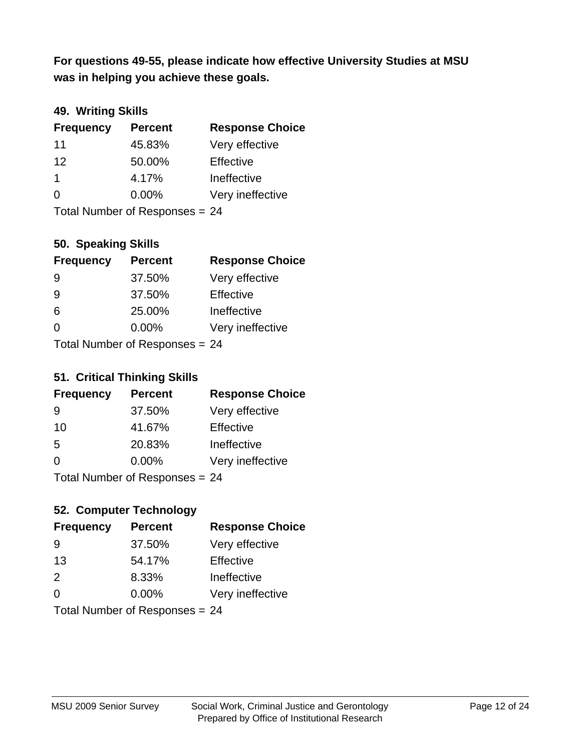**For questions 49-55, please indicate how effective University Studies at MSU was in helping you achieve these goals.**

### 49. Writing Skills

| Frequency | Percent | Response Choice |
|---|---|---|
| 11 | 45.83% | Very effective |
| 12 | 50.00% | Effective |
| 1 | 4.17% | Ineffective |
| 0 | 0.00% | Very ineffective |

Total Number of Responses = 24

### 50. Speaking Skills

| Frequency | Percent | Response Choice |
|---|---|---|
| 9 | 37.50% | Very effective |
| 9 | 37.50% | Effective |
| 6 | 25.00% | Ineffective |
| 0 | 0.00% | Very ineffective |

Total Number of Responses = 24

### 51. Critical Thinking Skills

| Frequency | Percent | Response Choice |
|---|---|---|
| 9 | 37.50% | Very effective |
| 10 | 41.67% | Effective |
| 5 | 20.83% | Ineffective |
| 0 | 0.00% | Very ineffective |

Total Number of Responses = 24

### 52. Computer Technology

| Frequency | Percent | Response Choice |
|---|---|---|
| 9 | 37.50% | Very effective |
| 13 | 54.17% | Effective |
| 2 | 8.33% | Ineffective |
| 0 | 0.00% | Very ineffective |

Total Number of Responses = 24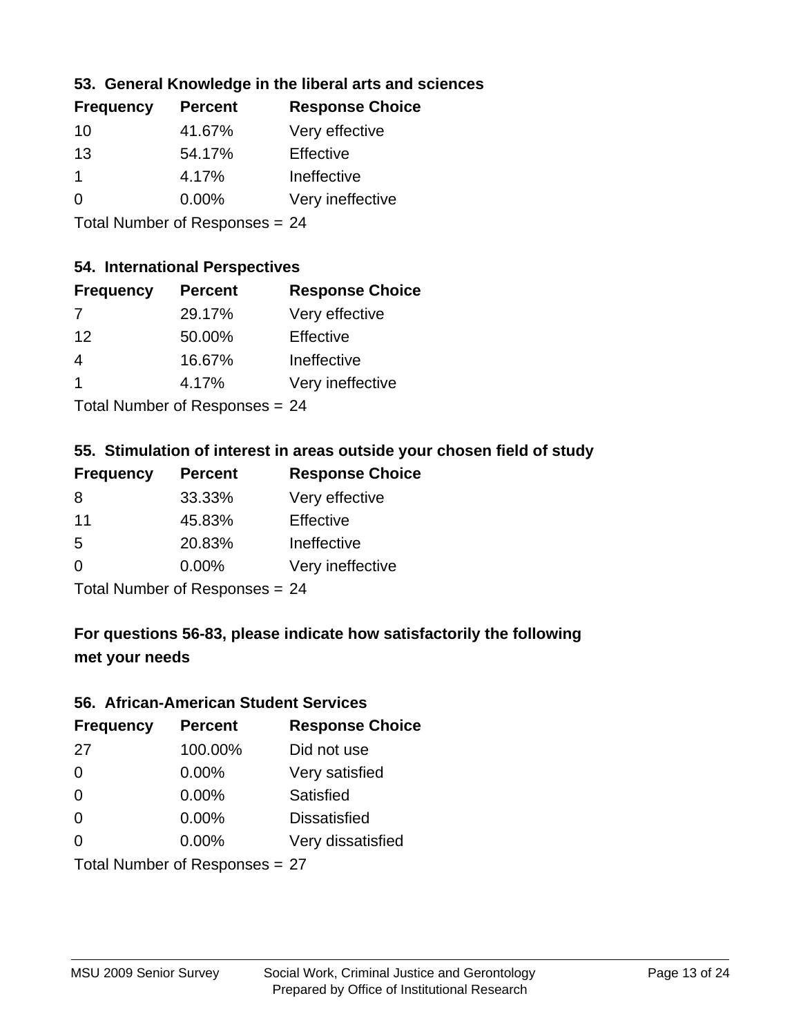### 53. General Knowledge in the liberal arts and sciences

| Frequency | Percent | Response Choice |
|---|---|---|
| 10 | 41.67% | Very effective |
| 13 | 54.17% | Effective |
| 1 | 4.17% | Ineffective |
| 0 | 0.00% | Very ineffective |

Total Number of Responses = 24

### 54. International Perspectives

| Frequency | Percent | Response Choice |
|---|---|---|
| 7 | 29.17% | Very effective |
| 12 | 50.00% | Effective |
| 4 | 16.67% | Ineffective |
| 1 | 4.17% | Very ineffective |

Total Number of Responses = 24

### 55. Stimulation of interest in areas outside your chosen field of study

| Frequency | Percent | Response Choice |
|---|---|---|
| 8 | 33.33% | Very effective |
| 11 | 45.83% | Effective |
| 5 | 20.83% | Ineffective |
| 0 | 0.00% | Very ineffective |

Total Number of Responses = 24

### For questions 56-83, please indicate how satisfactorily the following met your needs

### 56. African-American Student Services

| Frequency | Percent | Response Choice |
|---|---|---|
| 27 | 100.00% | Did not use |
| 0 | 0.00% | Very satisfied |
| 0 | 0.00% | Satisfied |
| 0 | 0.00% | Dissatisfied |
| 0 | 0.00% | Very dissatisfied |

Total Number of Responses = 27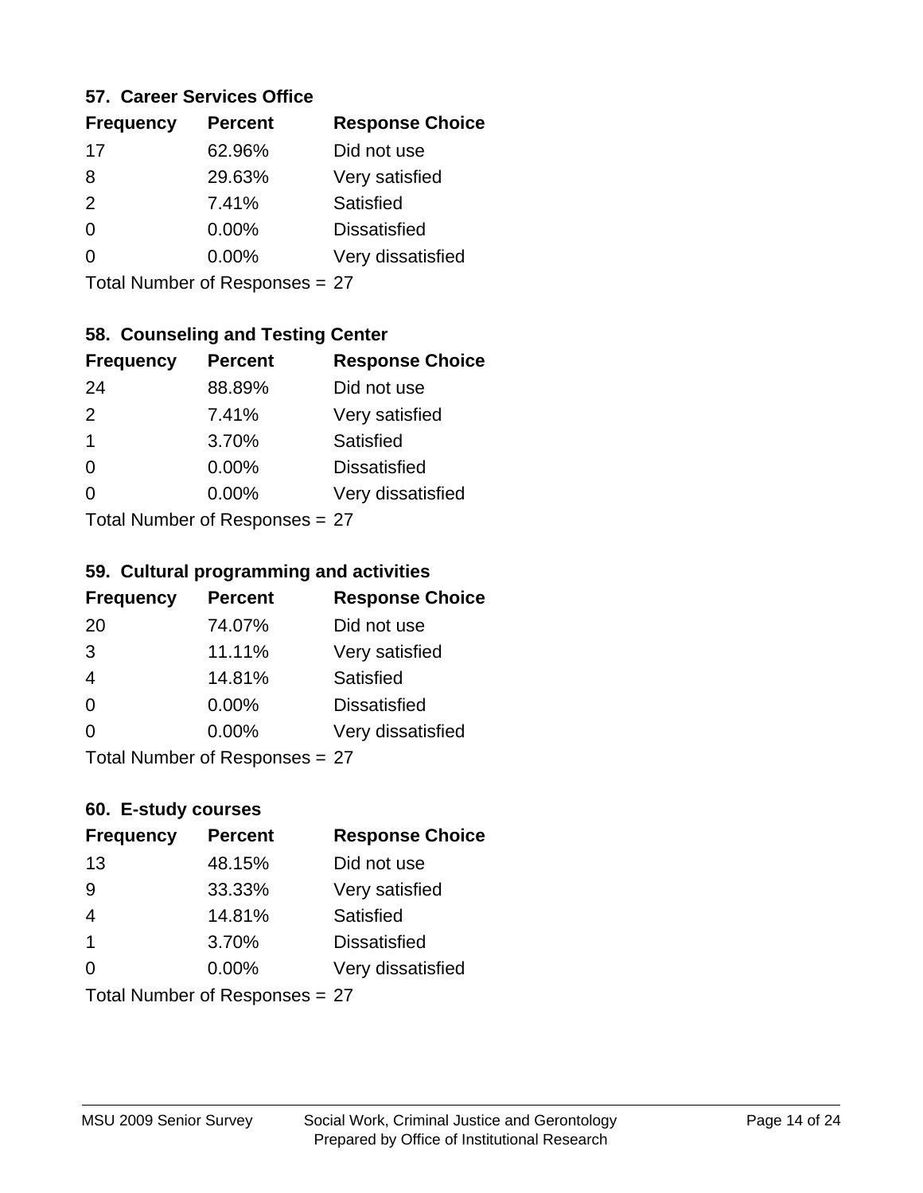### 57. Career Services Office

| Frequency | Percent | Response Choice |
|---|---|---|
| 17 | 62.96% | Did not use |
| 8 | 29.63% | Very satisfied |
| 2 | 7.41% | Satisfied |
| 0 | 0.00% | Dissatisfied |
| 0 | 0.00% | Very dissatisfied |

Total Number of Responses = 27

### 58. Counseling and Testing Center

| Frequency | Percent | Response Choice |
|---|---|---|
| 24 | 88.89% | Did not use |
| 2 | 7.41% | Very satisfied |
| 1 | 3.70% | Satisfied |
| 0 | 0.00% | Dissatisfied |
| 0 | 0.00% | Very dissatisfied |

Total Number of Responses = 27

### 59. Cultural programming and activities

| Frequency | Percent | Response Choice |
|---|---|---|
| 20 | 74.07% | Did not use |
| 3 | 11.11% | Very satisfied |
| 4 | 14.81% | Satisfied |
| 0 | 0.00% | Dissatisfied |
| 0 | 0.00% | Very dissatisfied |

Total Number of Responses = 27

### 60. E-study courses

| Frequency | Percent | Response Choice |
|---|---|---|
| 13 | 48.15% | Did not use |
| 9 | 33.33% | Very satisfied |
| 4 | 14.81% | Satisfied |
| 1 | 3.70% | Dissatisfied |
| 0 | 0.00% | Very dissatisfied |

Total Number of Responses = 27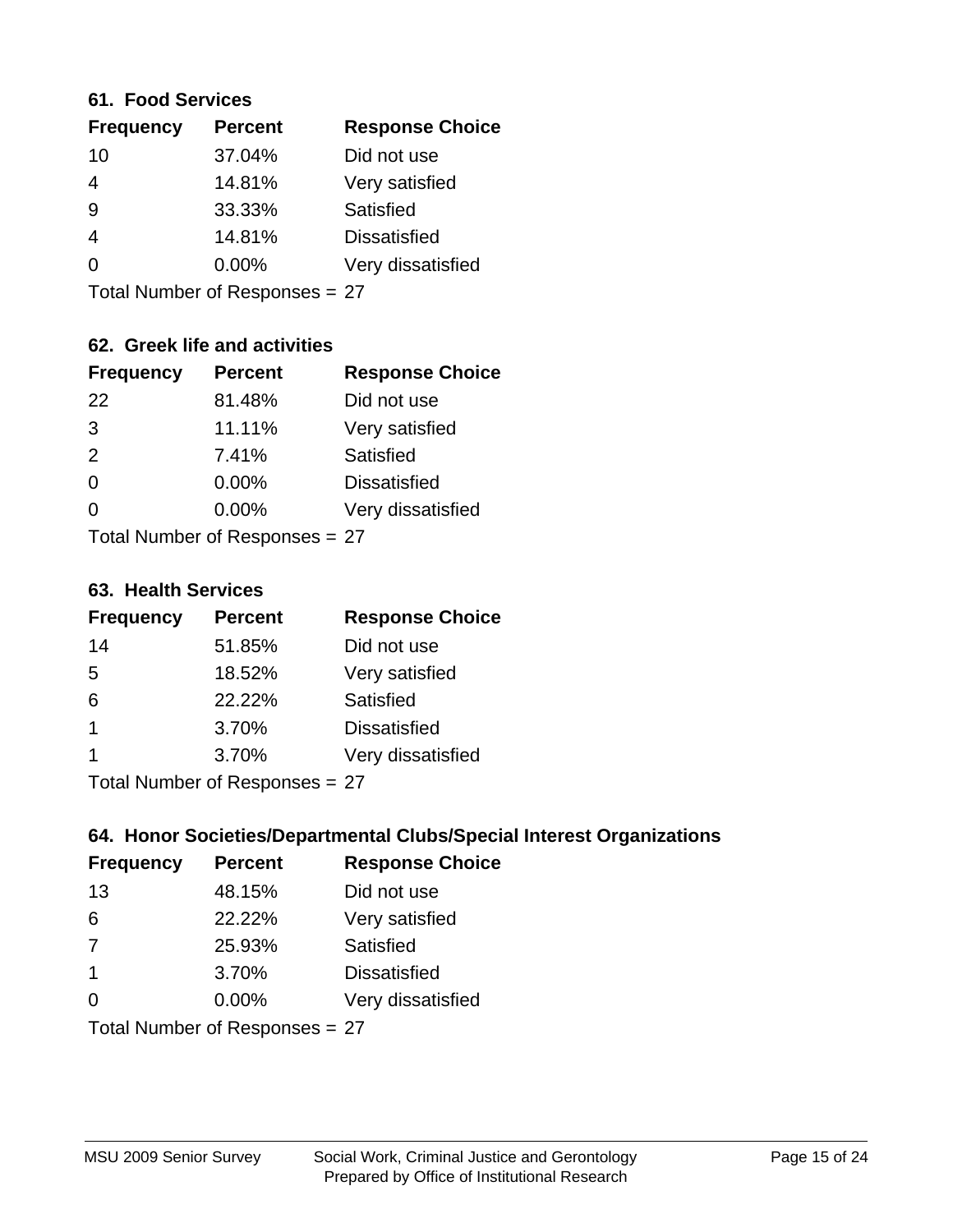### 61. Food Services

| Frequency | Percent | Response Choice |
|---|---|---|
| 10 | 37.04% | Did not use |
| 4 | 14.81% | Very satisfied |
| 9 | 33.33% | Satisfied |
| 4 | 14.81% | Dissatisfied |
| 0 | 0.00% | Very dissatisfied |

Total Number of Responses = 27

### 62. Greek life and activities

| Frequency | Percent | Response Choice |
|---|---|---|
| 22 | 81.48% | Did not use |
| 3 | 11.11% | Very satisfied |
| 2 | 7.41% | Satisfied |
| 0 | 0.00% | Dissatisfied |
| 0 | 0.00% | Very dissatisfied |

Total Number of Responses = 27

### 63. Health Services

| Frequency | Percent | Response Choice |
|---|---|---|
| 14 | 51.85% | Did not use |
| 5 | 18.52% | Very satisfied |
| 6 | 22.22% | Satisfied |
| 1 | 3.70% | Dissatisfied |
| 1 | 3.70% | Very dissatisfied |

Total Number of Responses = 27

### 64. Honor Societies/Departmental Clubs/Special Interest Organizations

| Frequency | Percent | Response Choice |
|---|---|---|
| 13 | 48.15% | Did not use |
| 6 | 22.22% | Very satisfied |
| 7 | 25.93% | Satisfied |
| 1 | 3.70% | Dissatisfied |
| 0 | 0.00% | Very dissatisfied |

Total Number of Responses = 27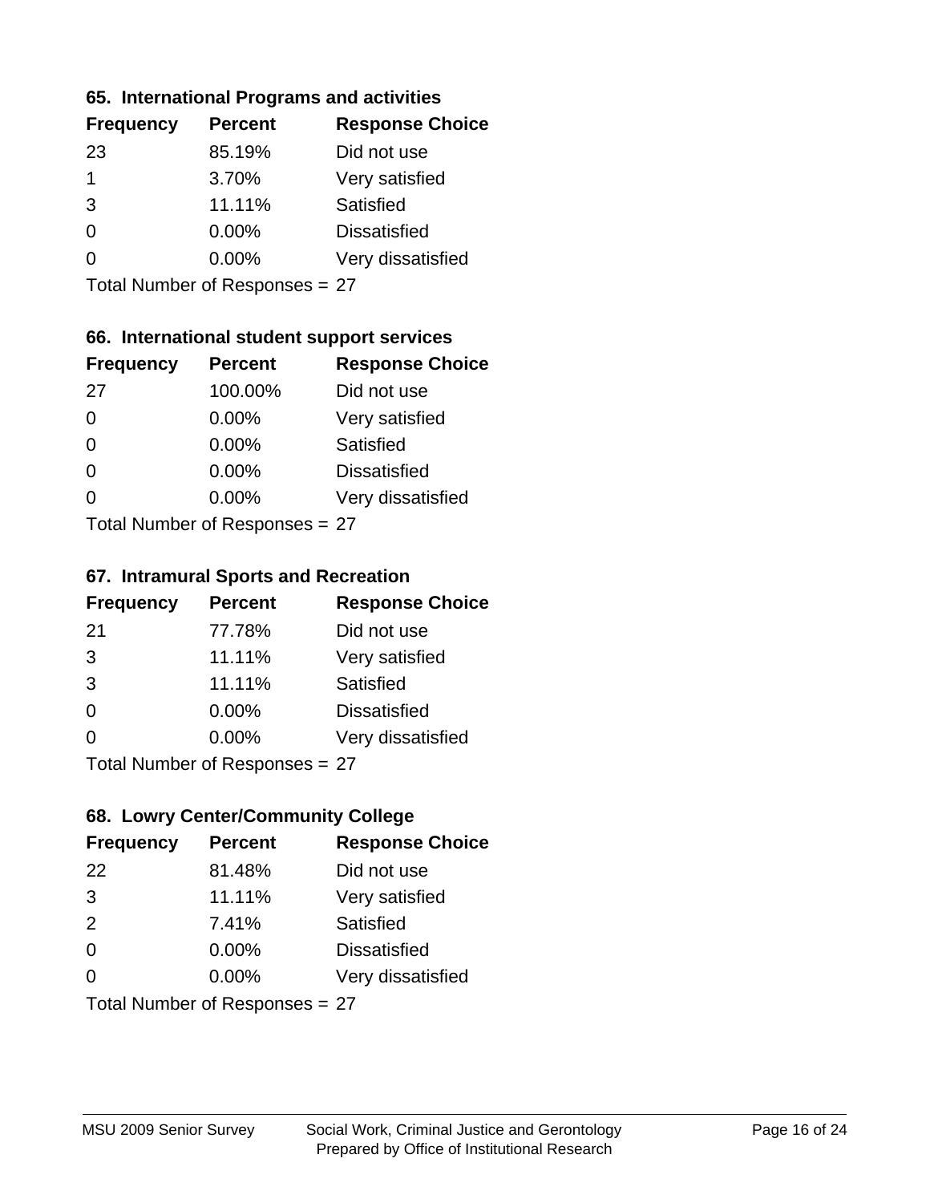### 65. International Programs and activities

| Frequency | Percent | Response Choice |
|---|---|---|
| 23 | 85.19% | Did not use |
| 1 | 3.70% | Very satisfied |
| 3 | 11.11% | Satisfied |
| 0 | 0.00% | Dissatisfied |
| 0 | 0.00% | Very dissatisfied |

Total Number of Responses = 27

### 66. International student support services

| Frequency | Percent | Response Choice |
|---|---|---|
| 27 | 100.00% | Did not use |
| 0 | 0.00% | Very satisfied |
| 0 | 0.00% | Satisfied |
| 0 | 0.00% | Dissatisfied |
| 0 | 0.00% | Very dissatisfied |

Total Number of Responses = 27

### 67. Intramural Sports and Recreation

| Frequency | Percent | Response Choice |
|---|---|---|
| 21 | 77.78% | Did not use |
| 3 | 11.11% | Very satisfied |
| 3 | 11.11% | Satisfied |
| 0 | 0.00% | Dissatisfied |
| 0 | 0.00% | Very dissatisfied |

Total Number of Responses = 27

### 68. Lowry Center/Community College

| Frequency | Percent | Response Choice |
|---|---|---|
| 22 | 81.48% | Did not use |
| 3 | 11.11% | Very satisfied |
| 2 | 7.41% | Satisfied |
| 0 | 0.00% | Dissatisfied |
| 0 | 0.00% | Very dissatisfied |

Total Number of Responses = 27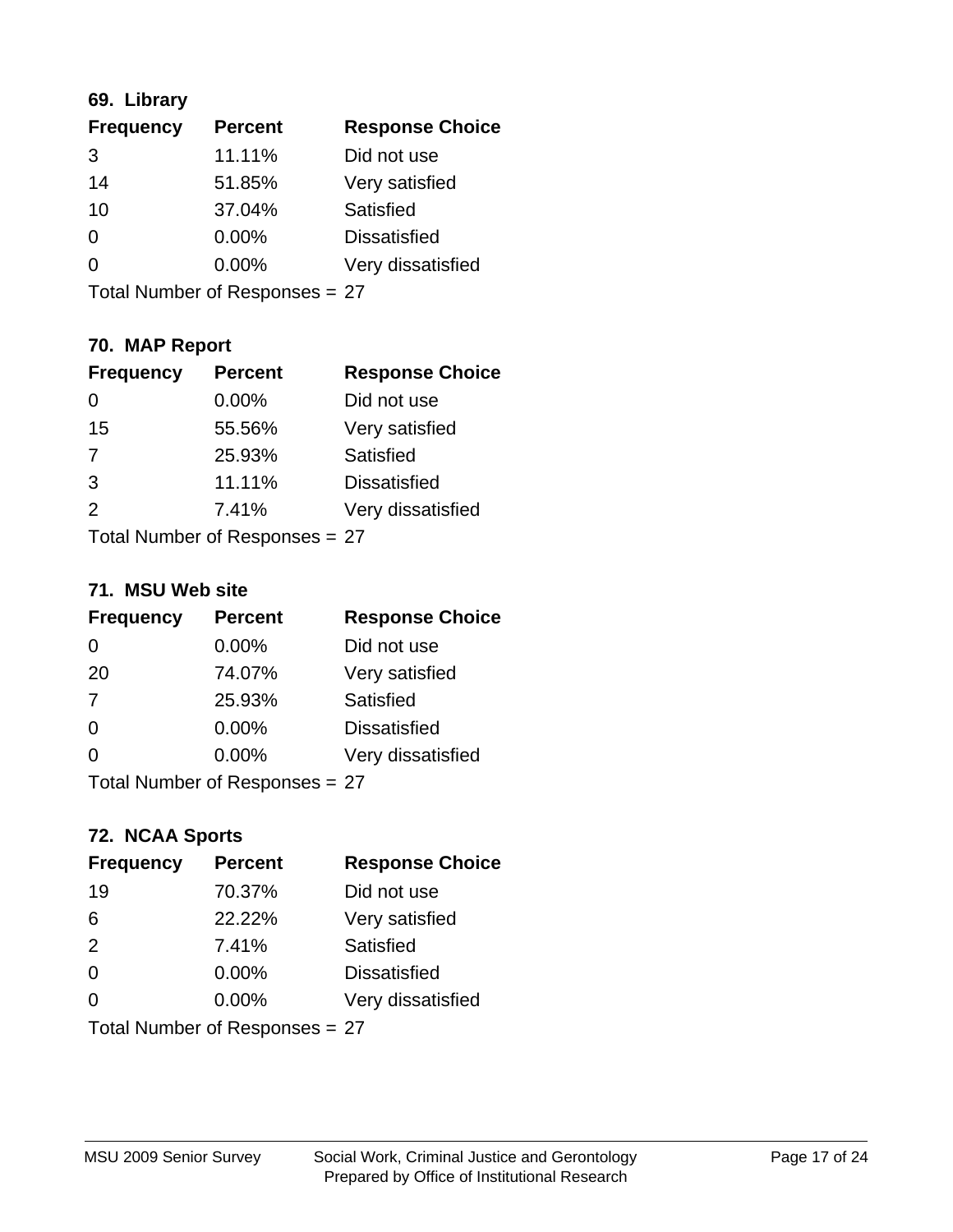### 69. Library

| Frequency | Percent | Response Choice |
|---|---|---|
| 3 | 11.11% | Did not use |
| 14 | 51.85% | Very satisfied |
| 10 | 37.04% | Satisfied |
| 0 | 0.00% | Dissatisfied |
| 0 | 0.00% | Very dissatisfied |

Total Number of Responses = 27

### 70. MAP Report

| Frequency | Percent | Response Choice |
|---|---|---|
| 0 | 0.00% | Did not use |
| 15 | 55.56% | Very satisfied |
| 7 | 25.93% | Satisfied |
| 3 | 11.11% | Dissatisfied |
| 2 | 7.41% | Very dissatisfied |

Total Number of Responses = 27

### 71. MSU Web site

| Frequency | Percent | Response Choice |
|---|---|---|
| 0 | 0.00% | Did not use |
| 20 | 74.07% | Very satisfied |
| 7 | 25.93% | Satisfied |
| 0 | 0.00% | Dissatisfied |
| 0 | 0.00% | Very dissatisfied |

Total Number of Responses = 27

### 72. NCAA Sports

| Frequency | Percent | Response Choice |
|---|---|---|
| 19 | 70.37% | Did not use |
| 6 | 22.22% | Very satisfied |
| 2 | 7.41% | Satisfied |
| 0 | 0.00% | Dissatisfied |
| 0 | 0.00% | Very dissatisfied |

Total Number of Responses = 27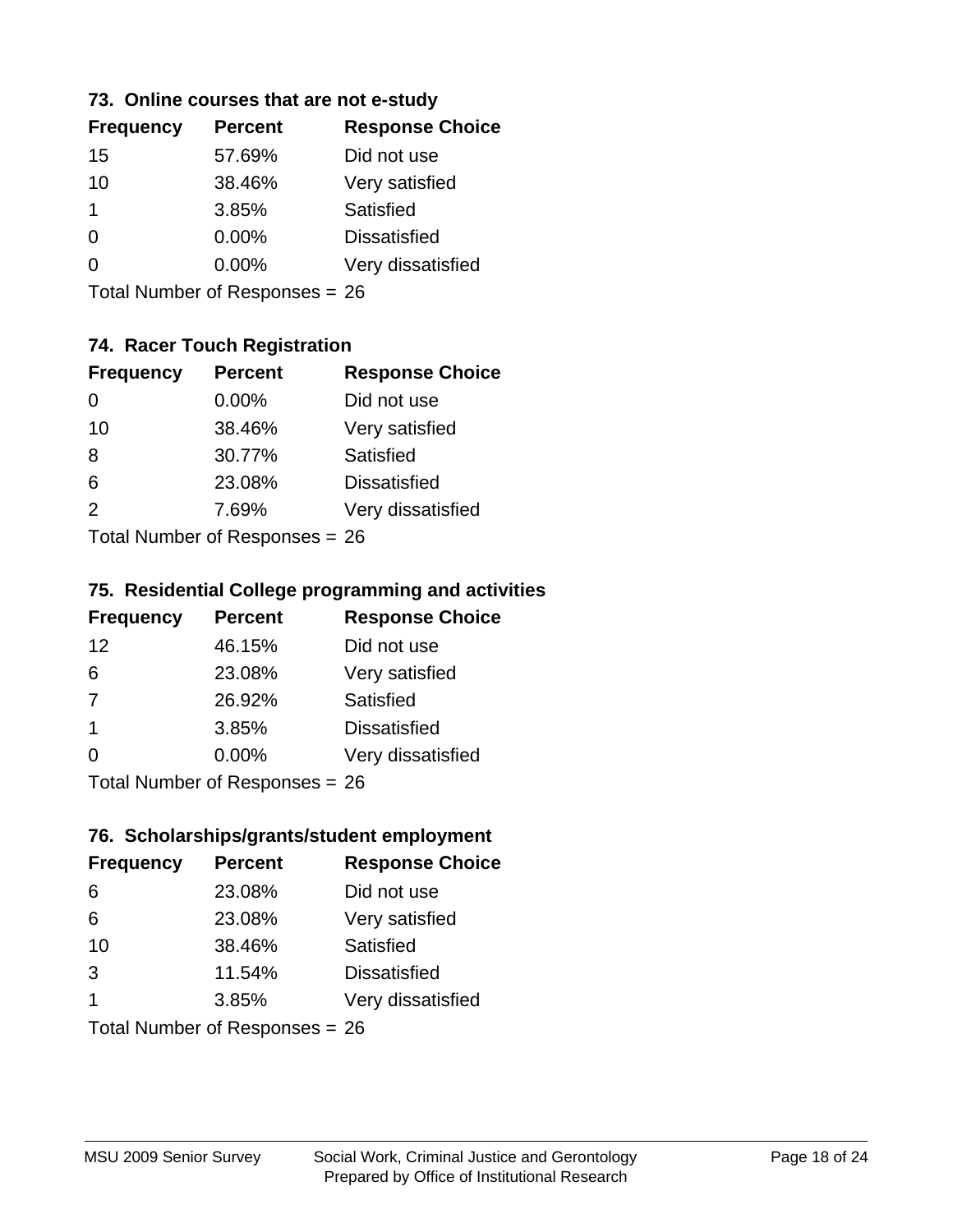### 73. Online courses that are not e-study

| Frequency | Percent | Response Choice |
|---|---|---|
| 15 | 57.69% | Did not use |
| 10 | 38.46% | Very satisfied |
| 1 | 3.85% | Satisfied |
| 0 | 0.00% | Dissatisfied |
| 0 | 0.00% | Very dissatisfied |

Total Number of Responses = 26

### 74. Racer Touch Registration

| Frequency | Percent | Response Choice |
|---|---|---|
| 0 | 0.00% | Did not use |
| 10 | 38.46% | Very satisfied |
| 8 | 30.77% | Satisfied |
| 6 | 23.08% | Dissatisfied |
| 2 | 7.69% | Very dissatisfied |

Total Number of Responses = 26

### 75. Residential College programming and activities

| Frequency | Percent | Response Choice |
|---|---|---|
| 12 | 46.15% | Did not use |
| 6 | 23.08% | Very satisfied |
| 7 | 26.92% | Satisfied |
| 1 | 3.85% | Dissatisfied |
| 0 | 0.00% | Very dissatisfied |

Total Number of Responses = 26

### 76. Scholarships/grants/student employment

| Frequency | Percent | Response Choice |
|---|---|---|
| 6 | 23.08% | Did not use |
| 6 | 23.08% | Very satisfied |
| 10 | 38.46% | Satisfied |
| 3 | 11.54% | Dissatisfied |
| 1 | 3.85% | Very dissatisfied |

Total Number of Responses = 26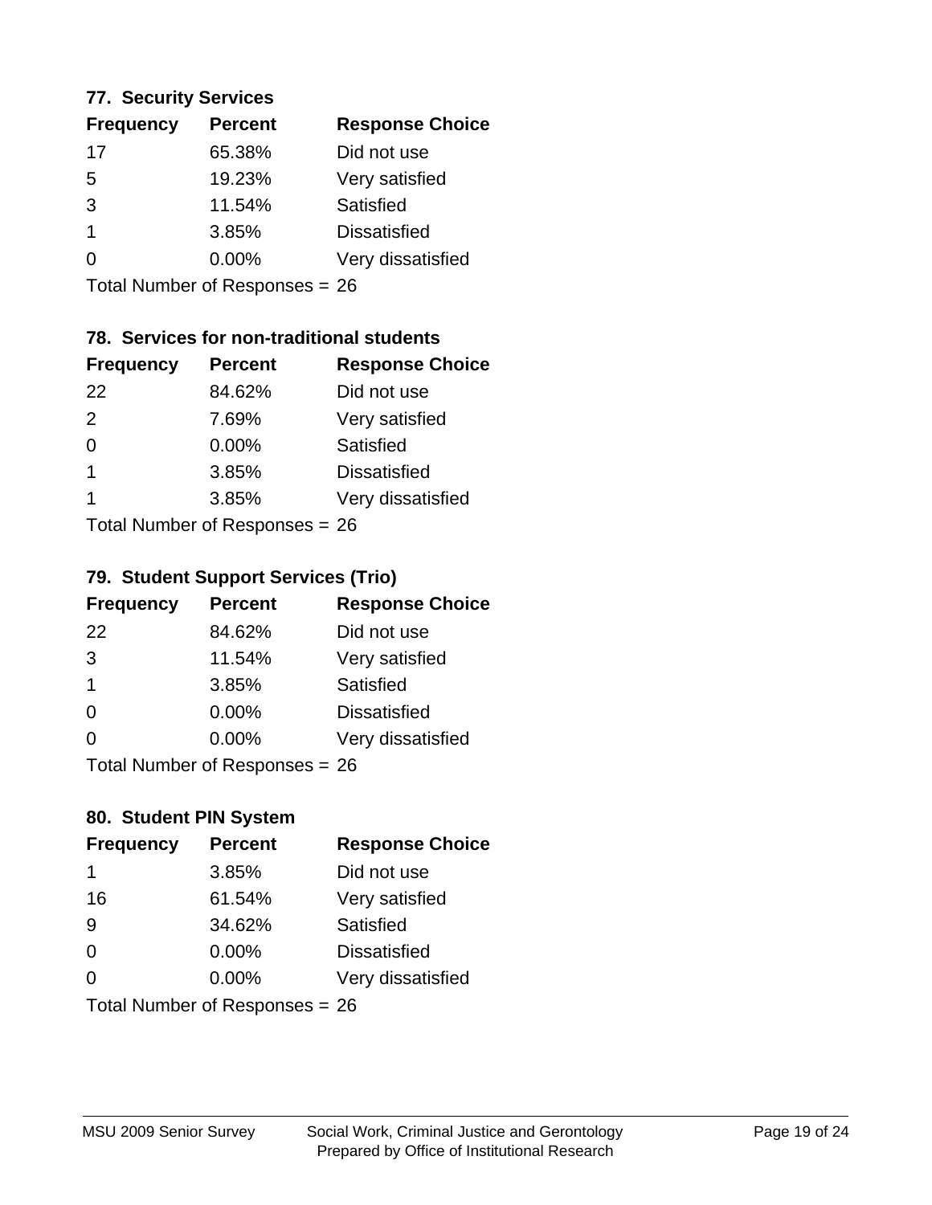### 77. Security Services

| Frequency | Percent | Response Choice |
|---|---|---|
| 17 | 65.38% | Did not use |
| 5 | 19.23% | Very satisfied |
| 3 | 11.54% | Satisfied |
| 1 | 3.85% | Dissatisfied |
| 0 | 0.00% | Very dissatisfied |

Total Number of Responses = 26

### 78. Services for non-traditional students

| Frequency | Percent | Response Choice |
|---|---|---|
| 22 | 84.62% | Did not use |
| 2 | 7.69% | Very satisfied |
| 0 | 0.00% | Satisfied |
| 1 | 3.85% | Dissatisfied |
| 1 | 3.85% | Very dissatisfied |

Total Number of Responses = 26

### 79. Student Support Services (Trio)

| Frequency | Percent | Response Choice |
|---|---|---|
| 22 | 84.62% | Did not use |
| 3 | 11.54% | Very satisfied |
| 1 | 3.85% | Satisfied |
| 0 | 0.00% | Dissatisfied |
| 0 | 0.00% | Very dissatisfied |

Total Number of Responses = 26

### 80. Student PIN System

| Frequency | Percent | Response Choice |
|---|---|---|
| 1 | 3.85% | Did not use |
| 16 | 61.54% | Very satisfied |
| 9 | 34.62% | Satisfied |
| 0 | 0.00% | Dissatisfied |
| 0 | 0.00% | Very dissatisfied |

Total Number of Responses = 26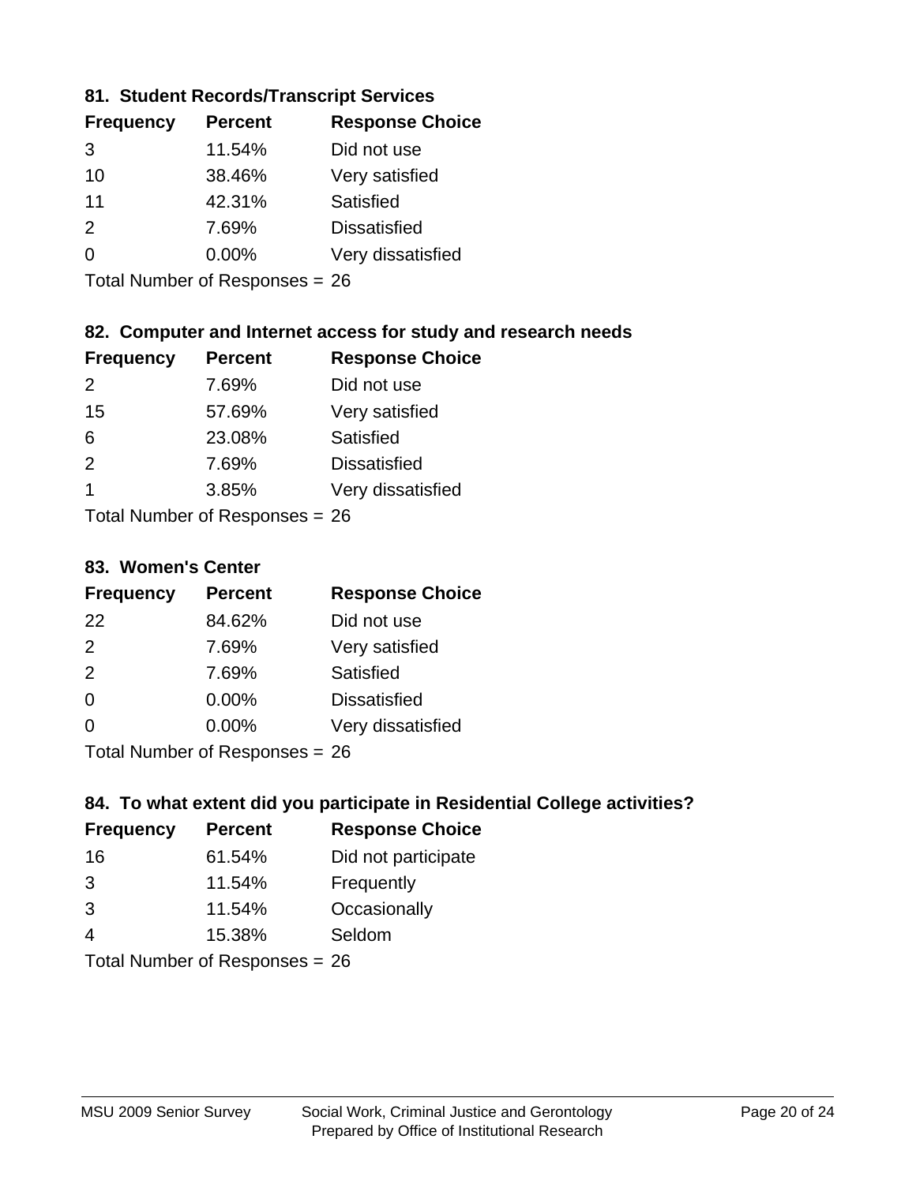### 81. Student Records/Transcript Services

| Frequency | Percent | Response Choice |
|---|---|---|
| 3 | 11.54% | Did not use |
| 10 | 38.46% | Very satisfied |
| 11 | 42.31% | Satisfied |
| 2 | 7.69% | Dissatisfied |
| 0 | 0.00% | Very dissatisfied |

Total Number of Responses = 26

### 82. Computer and Internet access for study and research needs

| Frequency | Percent | Response Choice |
|---|---|---|
| 2 | 7.69% | Did not use |
| 15 | 57.69% | Very satisfied |
| 6 | 23.08% | Satisfied |
| 2 | 7.69% | Dissatisfied |
| 1 | 3.85% | Very dissatisfied |

Total Number of Responses = 26

### 83. Women's Center

| Frequency | Percent | Response Choice |
|---|---|---|
| 22 | 84.62% | Did not use |
| 2 | 7.69% | Very satisfied |
| 2 | 7.69% | Satisfied |
| 0 | 0.00% | Dissatisfied |
| 0 | 0.00% | Very dissatisfied |

Total Number of Responses = 26

### 84. To what extent did you participate in Residential College activities?

| Frequency | Percent | Response Choice |
|---|---|---|
| 16 | 61.54% | Did not participate |
| 3 | 11.54% | Frequently |
| 3 | 11.54% | Occasionally |
| 4 | 15.38% | Seldom |

Total Number of Responses = 26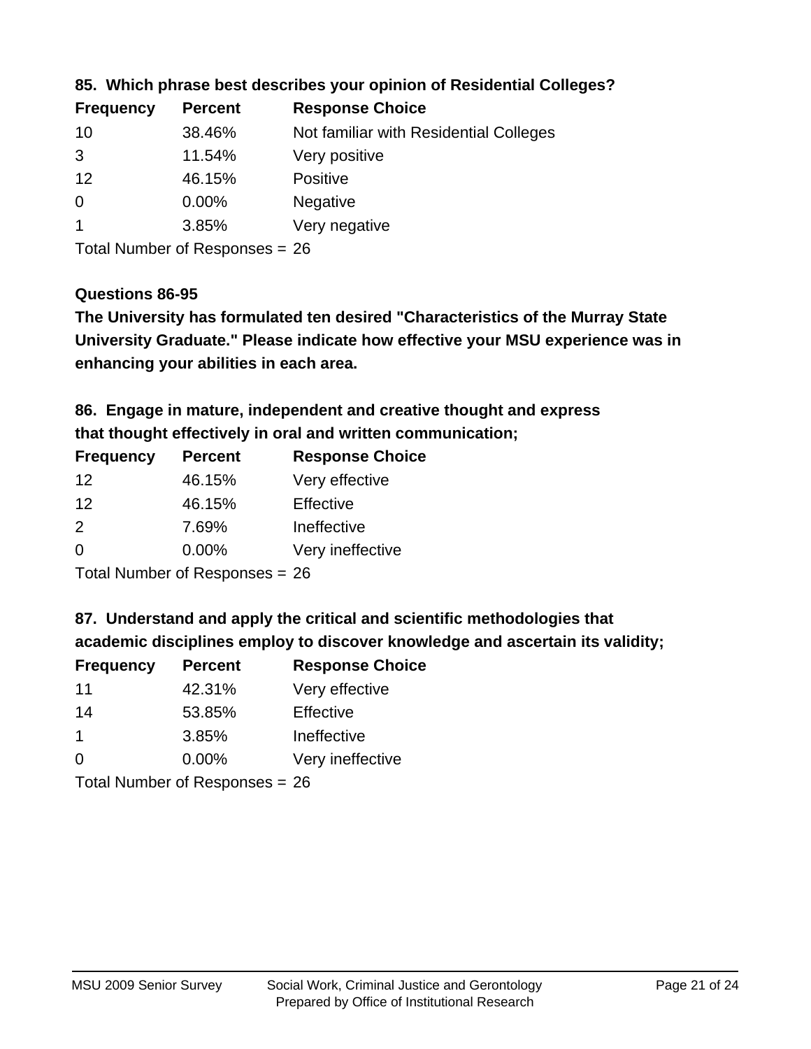### 85. Which phrase best describes your opinion of Residential Colleges?

| Frequency | Percent | Response Choice |
| --- | --- | --- |
| 10 | 38.46% | Not familiar with Residential Colleges |
| 3 | 11.54% | Very positive |
| 12 | 46.15% | Positive |
| 0 | 0.00% | Negative |
| 1 | 3.85% | Very negative |

Total Number of Responses = 26

### Questions 86-95

**The University has formulated ten desired "Characteristics of the Murray State University Graduate." Please indicate how effective your MSU experience was in enhancing your abilities in each area.**

### 86. Engage in mature, independent and creative thought and express that thought effectively in oral and written communication;

| Frequency | Percent | Response Choice |
| --- | --- | --- |
| 12 | 46.15% | Very effective |
| 12 | 46.15% | Effective |
| 2 | 7.69% | Ineffective |
| 0 | 0.00% | Very ineffective |

Total Number of Responses = 26

### 87. Understand and apply the critical and scientific methodologies that academic disciplines employ to discover knowledge and ascertain its validity;

| Frequency | Percent | Response Choice |
| --- | --- | --- |
| 11 | 42.31% | Very effective |
| 14 | 53.85% | Effective |
| 1 | 3.85% | Ineffective |
| 0 | 0.00% | Very ineffective |

Total Number of Responses = 26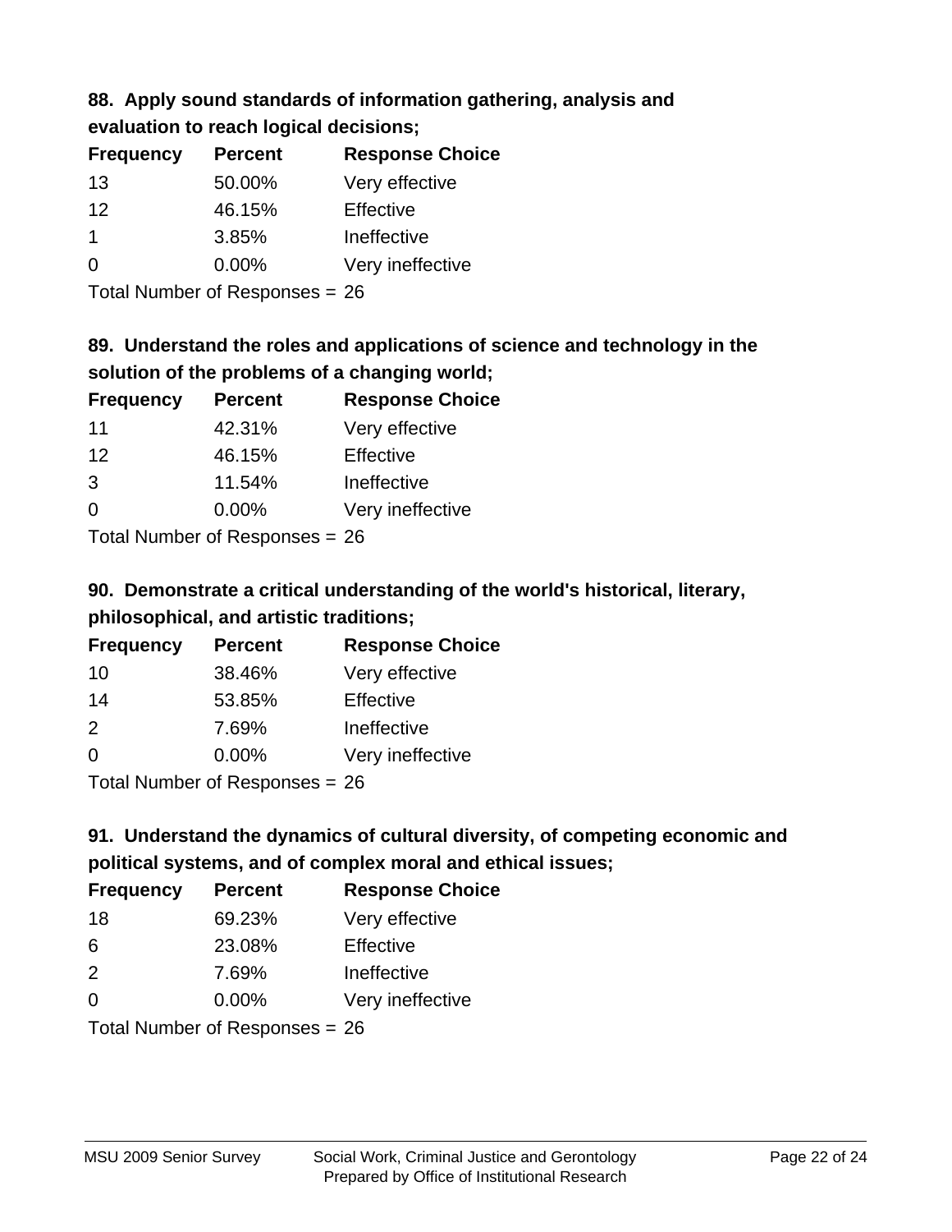### 88. Apply sound standards of information gathering, analysis and evaluation to reach logical decisions;

| Frequency | Percent | Response Choice |
|---|---|---|
| 13 | 50.00% | Very effective |
| 12 | 46.15% | Effective |
| 1 | 3.85% | Ineffective |
| 0 | 0.00% | Very ineffective |

Total Number of Responses = 26

### 89. Understand the roles and applications of science and technology in the solution of the problems of a changing world;

| Frequency | Percent | Response Choice |
|---|---|---|
| 11 | 42.31% | Very effective |
| 12 | 46.15% | Effective |
| 3 | 11.54% | Ineffective |
| 0 | 0.00% | Very ineffective |

Total Number of Responses = 26

### 90. Demonstrate a critical understanding of the world's historical, literary, philosophical, and artistic traditions;

| Frequency | Percent | Response Choice |
|---|---|---|
| 10 | 38.46% | Very effective |
| 14 | 53.85% | Effective |
| 2 | 7.69% | Ineffective |
| 0 | 0.00% | Very ineffective |

Total Number of Responses = 26

### 91. Understand the dynamics of cultural diversity, of competing economic and political systems, and of complex moral and ethical issues;

| Frequency | Percent | Response Choice |
|---|---|---|
| 18 | 69.23% | Very effective |
| 6 | 23.08% | Effective |
| 2 | 7.69% | Ineffective |
| 0 | 0.00% | Very ineffective |

Total Number of Responses = 26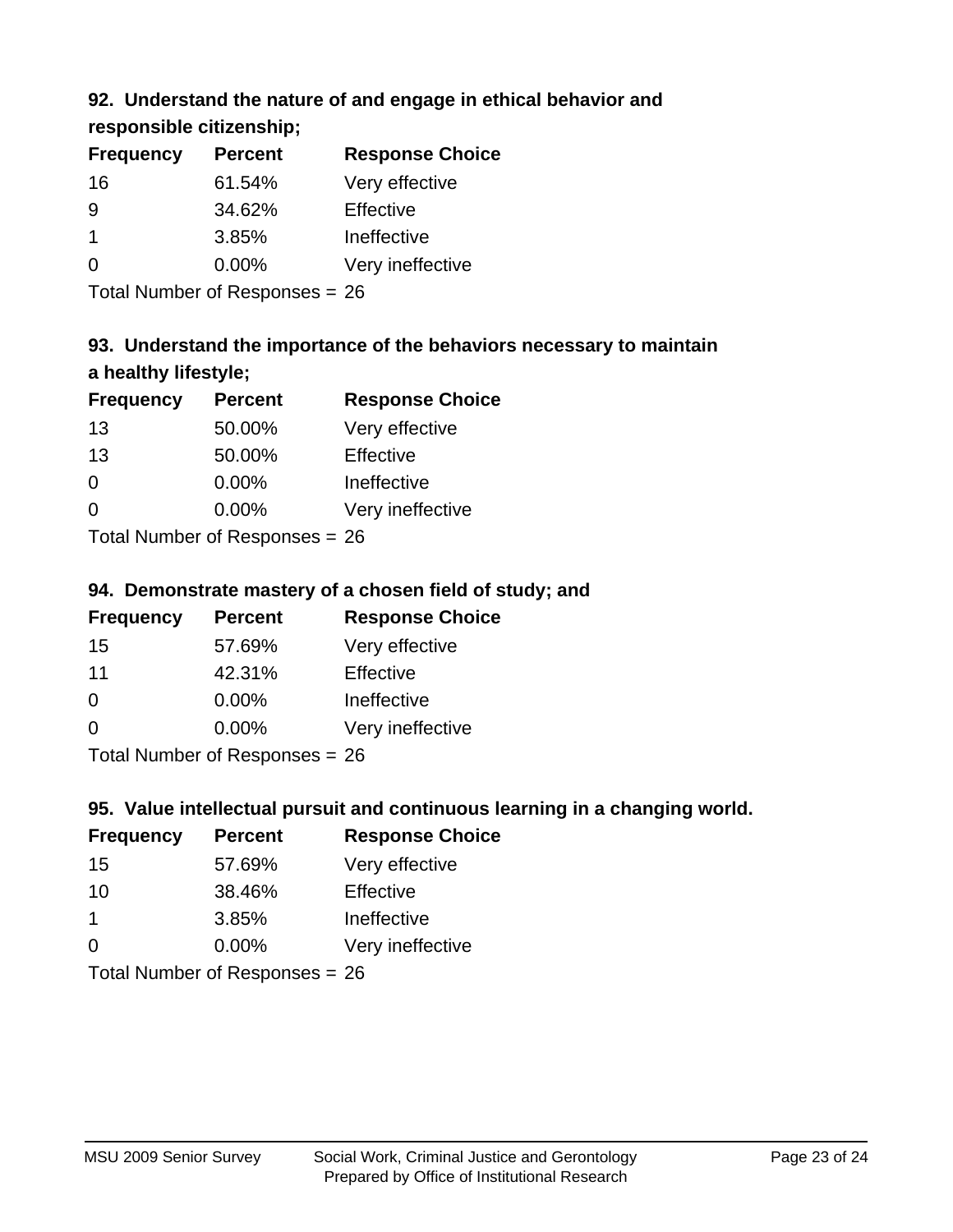### 92. Understand the nature of and engage in ethical behavior and responsible citizenship;

| Frequency | Percent | Response Choice |
|---|---|---|
| 16 | 61.54% | Very effective |
| 9 | 34.62% | Effective |
| 1 | 3.85% | Ineffective |
| 0 | 0.00% | Very ineffective |

Total Number of Responses = 26

### 93. Understand the importance of the behaviors necessary to maintain a healthy lifestyle;

| Frequency | Percent | Response Choice |
|---|---|---|
| 13 | 50.00% | Very effective |
| 13 | 50.00% | Effective |
| 0 | 0.00% | Ineffective |
| 0 | 0.00% | Very ineffective |

Total Number of Responses = 26

### 94. Demonstrate mastery of a chosen field of study; and

| Frequency | Percent | Response Choice |
|---|---|---|
| 15 | 57.69% | Very effective |
| 11 | 42.31% | Effective |
| 0 | 0.00% | Ineffective |
| 0 | 0.00% | Very ineffective |

Total Number of Responses = 26

### 95. Value intellectual pursuit and continuous learning in a changing world.

| Frequency | Percent | Response Choice |
|---|---|---|
| 15 | 57.69% | Very effective |
| 10 | 38.46% | Effective |
| 1 | 3.85% | Ineffective |
| 0 | 0.00% | Very ineffective |

Total Number of Responses = 26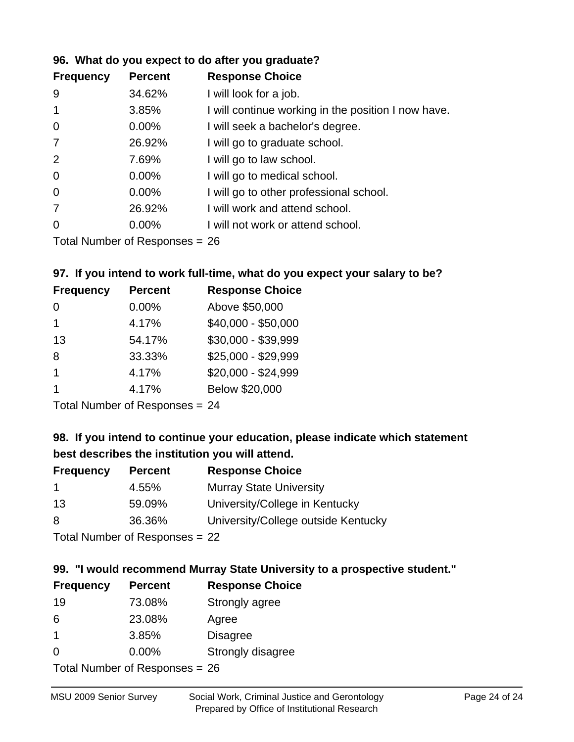### 96. What do you expect to do after you graduate?

| Frequency | Percent | Response Choice |
|---|---|---|
| 9 | 34.62% | I will look for a job. |
| 1 | 3.85% | I will continue working in the position I now have. |
| 0 | 0.00% | I will seek a bachelor's degree. |
| 7 | 26.92% | I will go to graduate school. |
| 2 | 7.69% | I will go to law school. |
| 0 | 0.00% | I will go to medical school. |
| 0 | 0.00% | I will go to other professional school. |
| 7 | 26.92% | I will work and attend school. |
| 0 | 0.00% | I will not work or attend school. |

Total Number of Responses = 26

### 97. If you intend to work full-time, what do you expect your salary to be?

| Frequency | Percent | Response Choice |
|---|---|---|
| 0 | 0.00% | Above $50,000 |
| 1 | 4.17% | $40,000 - $50,000 |
| 13 | 54.17% | $30,000 - $39,999 |
| 8 | 33.33% | $25,000 - $29,999 |
| 1 | 4.17% | $20,000 - $24,999 |
| 1 | 4.17% | Below $20,000 |

Total Number of Responses = 24

### 98. If you intend to continue your education, please indicate which statement best describes the institution you will attend.

| Frequency | Percent | Response Choice |
|---|---|---|
| 1 | 4.55% | Murray State University |
| 13 | 59.09% | University/College in Kentucky |
| 8 | 36.36% | University/College outside Kentucky |

Total Number of Responses = 22

### 99. "I would recommend Murray State University to a prospective student."

| Frequency | Percent | Response Choice |
|---|---|---|
| 19 | 73.08% | Strongly agree |
| 6 | 23.08% | Agree |
| 1 | 3.85% | Disagree |
| 0 | 0.00% | Strongly disagree |

Total Number of Responses = 26